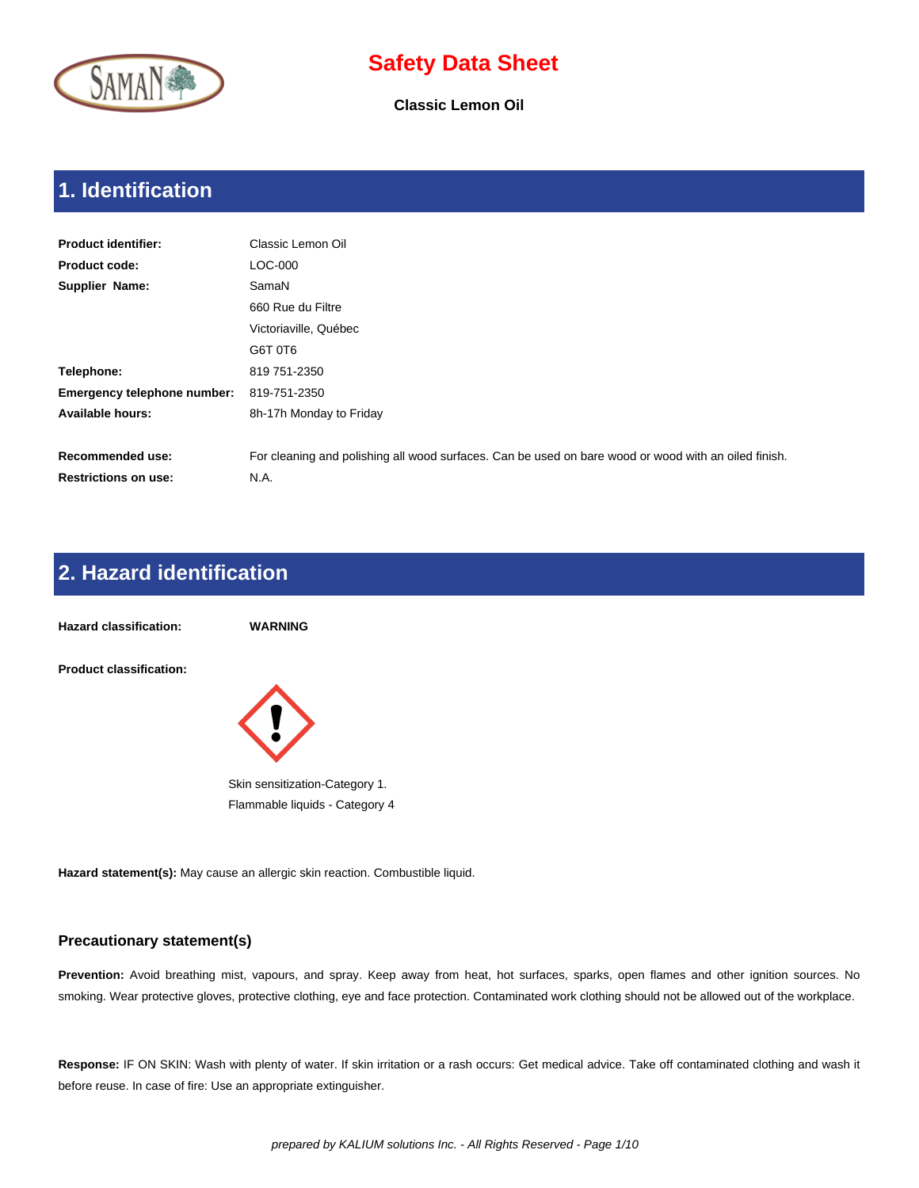# Safety Data Sheet

**Classic Lemon Oil**

## 1. Identification

| | |
|---|---|
| **Product identifier:** | Classic Lemon Oil |
| **Product code:** | LOC-000 |
| **Supplier Name:** | SamaN |
| | 660 Rue du Filtre |
| | Victoriaville, Québec |
| | G6T 0T6 |
| **Telephone:** | 819 751-2350 |
| **Emergency telephone number:** | 819-751-2350 |
| **Available hours:** | 8h-17h Monday to Friday |
| **Recommended use:** | For cleaning and polishing all wood surfaces. Can be used on bare wood or wood with an oiled finish. |
| **Restrictions on use:** | N.A. |

## 2. Hazard identification

**Hazard classification:** **WARNING**

**Product classification:**

Skin sensitization-Category 1.

Flammable liquids - Category 4

**Hazard statement(s):** May cause an allergic skin reaction. Combustible liquid.

### Precautionary statement(s)

**Prevention:** Avoid breathing mist, vapours, and spray. Keep away from heat, hot surfaces, sparks, open flames and other ignition sources. No smoking. Wear protective gloves, protective clothing, eye and face protection. Contaminated work clothing should not be allowed out of the workplace.

**Response:** IF ON SKIN: Wash with plenty of water. If skin irritation or a rash occurs: Get medical advice. Take off contaminated clothing and wash it before reuse. In case of fire: Use an appropriate extinguisher.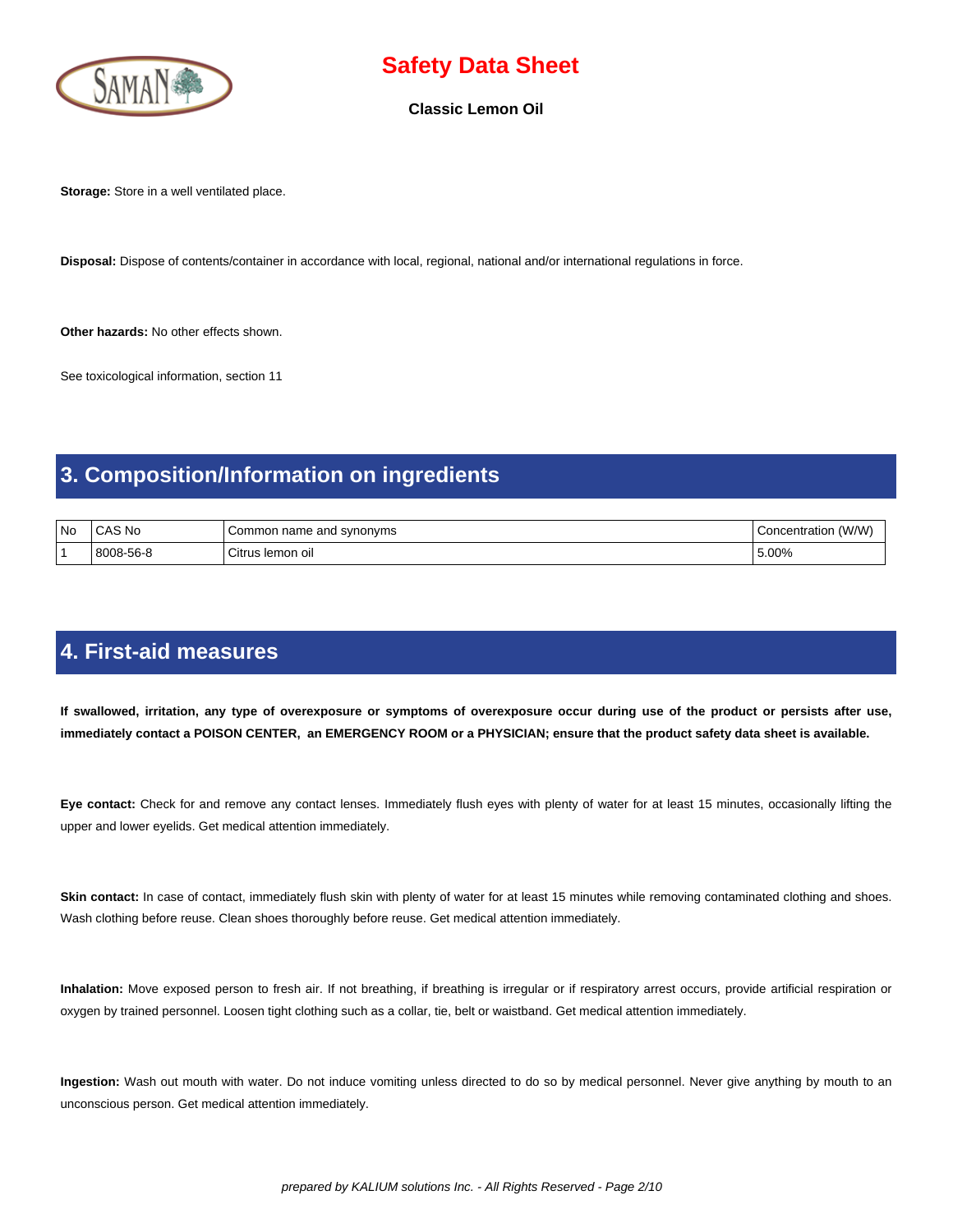**Storage:** Store in a well ventilated place.

**Disposal:** Dispose of contents/container in accordance with local, regional, national and/or international regulations in force.

**Other hazards:** No other effects shown.

See toxicological information, section 11

## 3. Composition/Information on ingredients

| No | CAS No | Common name and synonyms | Concentration (W/W) |
| --- | --- | --- | --- |
| 1 | 8008-56-8 | Citrus lemon oil | 5.00% |

## 4. First-aid measures

**If swallowed, irritation, any type of overexposure or symptoms of overexposure occur during use of the product or persists after use, immediately contact a POISON CENTER, an EMERGENCY ROOM or a PHYSICIAN; ensure that the product safety data sheet is available.**

**Eye contact:** Check for and remove any contact lenses. Immediately flush eyes with plenty of water for at least 15 minutes, occasionally lifting the upper and lower eyelids. Get medical attention immediately.

**Skin contact:** In case of contact, immediately flush skin with plenty of water for at least 15 minutes while removing contaminated clothing and shoes. Wash clothing before reuse. Clean shoes thoroughly before reuse. Get medical attention immediately.

**Inhalation:** Move exposed person to fresh air. If not breathing, if breathing is irregular or if respiratory arrest occurs, provide artificial respiration or oxygen by trained personnel. Loosen tight clothing such as a collar, tie, belt or waistband. Get medical attention immediately.

**Ingestion:** Wash out mouth with water. Do not induce vomiting unless directed to do so by medical personnel. Never give anything by mouth to an unconscious person. Get medical attention immediately.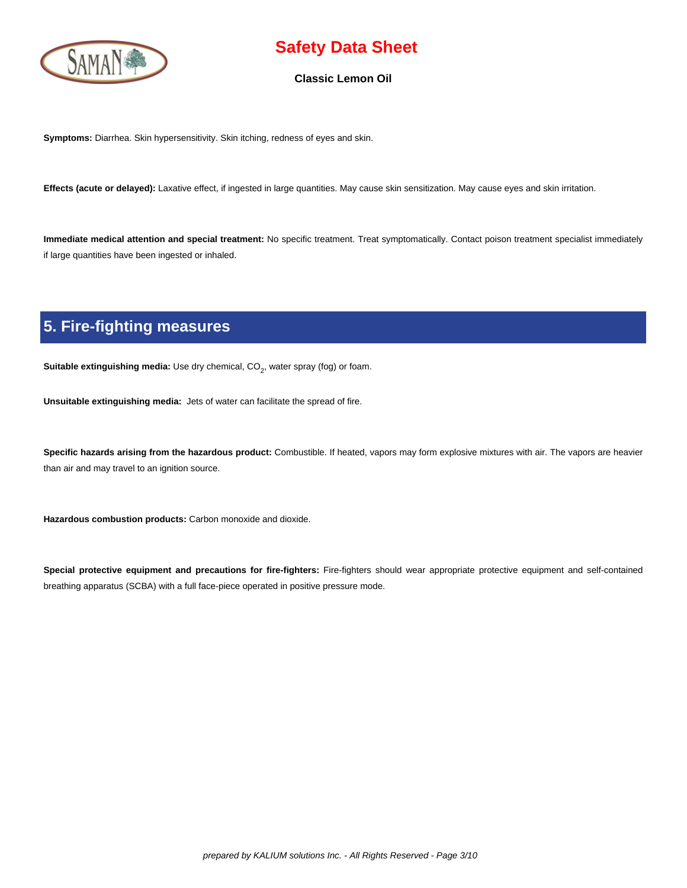**Symptoms:** Diarrhea. Skin hypersensitivity. Skin itching, redness of eyes and skin.

**Effects (acute or delayed):** Laxative effect, if ingested in large quantities. May cause skin sensitization. May cause eyes and skin irritation.

**Immediate medical attention and special treatment:** No specific treatment. Treat symptomatically. Contact poison treatment specialist immediately if large quantities have been ingested or inhaled.

## 5. Fire-fighting measures

**Suitable extinguishing media:** Use dry chemical, $CO_2$, water spray (fog) or foam.

**Unsuitable extinguishing media:** Jets of water can facilitate the spread of fire.

**Specific hazards arising from the hazardous product:** Combustible. If heated, vapors may form explosive mixtures with air. The vapors are heavier than air and may travel to an ignition source.

**Hazardous combustion products:** Carbon monoxide and dioxide.

**Special protective equipment and precautions for fire-fighters:** Fire-fighters should wear appropriate protective equipment and self-contained breathing apparatus (SCBA) with a full face-piece operated in positive pressure mode.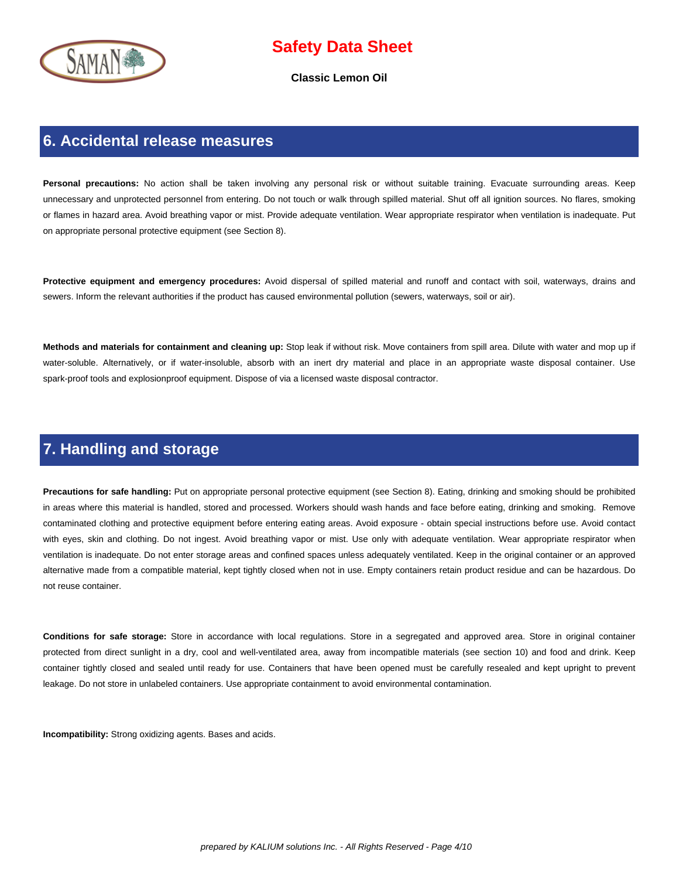## 6. Accidental release measures

**Personal precautions:** No action shall be taken involving any personal risk or without suitable training. Evacuate surrounding areas. Keep unnecessary and unprotected personnel from entering. Do not touch or walk through spilled material. Shut off all ignition sources. No flares, smoking or flames in hazard area. Avoid breathing vapor or mist. Provide adequate ventilation. Wear appropriate respirator when ventilation is inadequate. Put on appropriate personal protective equipment (see Section 8).

**Protective equipment and emergency procedures:** Avoid dispersal of spilled material and runoff and contact with soil, waterways, drains and sewers. Inform the relevant authorities if the product has caused environmental pollution (sewers, waterways, soil or air).

**Methods and materials for containment and cleaning up:** Stop leak if without risk. Move containers from spill area. Dilute with water and mop up if water-soluble. Alternatively, or if water-insoluble, absorb with an inert dry material and place in an appropriate waste disposal container. Use spark-proof tools and explosionproof equipment. Dispose of via a licensed waste disposal contractor.

## 7. Handling and storage

**Precautions for safe handling:** Put on appropriate personal protective equipment (see Section 8). Eating, drinking and smoking should be prohibited in areas where this material is handled, stored and processed. Workers should wash hands and face before eating, drinking and smoking. Remove contaminated clothing and protective equipment before entering eating areas. Avoid exposure - obtain special instructions before use. Avoid contact with eyes, skin and clothing. Do not ingest. Avoid breathing vapor or mist. Use only with adequate ventilation. Wear appropriate respirator when ventilation is inadequate. Do not enter storage areas and confined spaces unless adequately ventilated. Keep in the original container or an approved alternative made from a compatible material, kept tightly closed when not in use. Empty containers retain product residue and can be hazardous. Do not reuse container.

**Conditions for safe storage:** Store in accordance with local regulations. Store in a segregated and approved area. Store in original container protected from direct sunlight in a dry, cool and well-ventilated area, away from incompatible materials (see section 10) and food and drink. Keep container tightly closed and sealed until ready for use. Containers that have been opened must be carefully resealed and kept upright to prevent leakage. Do not store in unlabeled containers. Use appropriate containment to avoid environmental contamination.

**Incompatibility:** Strong oxidizing agents. Bases and acids.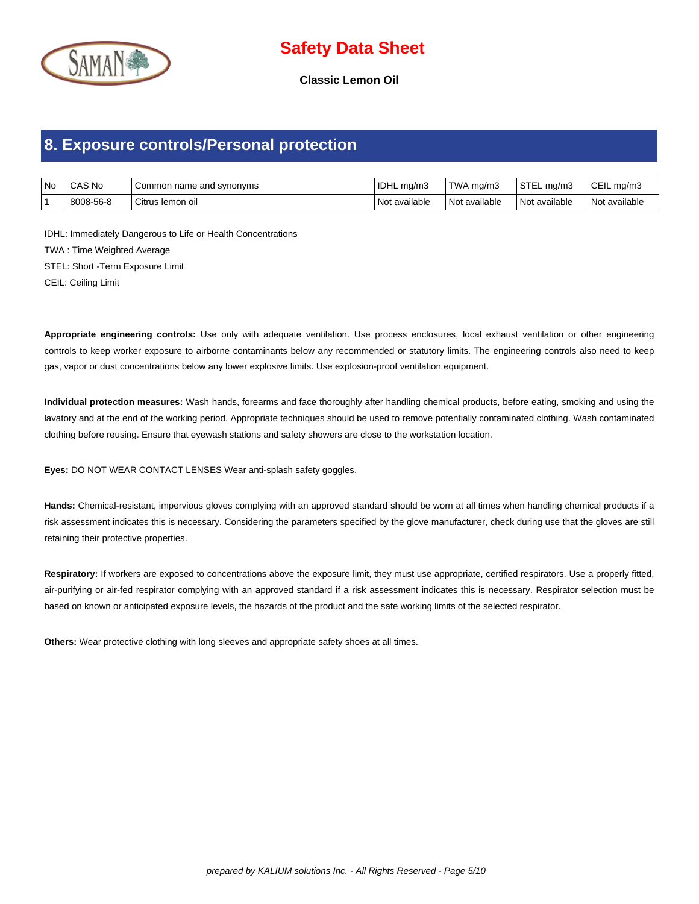# Safety Data Sheet

**Classic Lemon Oil**

## 8. Exposure controls/Personal protection

| No | CAS No | Common name and synonyms | IDHL mg/m3 | TWA mg/m3 | STEL mg/m3 | CEIL mg/m3 |
|---|---|---|---|---|---|---|
| 1 | 8008-56-8 | Citrus lemon oil | Not available | Not available | Not available | Not available |

IDHL: Immediately Dangerous to Life or Health Concentrations

TWA : Time Weighted Average

STEL: Short -Term Exposure Limit

CEIL: Ceiling Limit

**Appropriate engineering controls:** Use only with adequate ventilation. Use process enclosures, local exhaust ventilation or other engineering controls to keep worker exposure to airborne contaminants below any recommended or statutory limits. The engineering controls also need to keep gas, vapor or dust concentrations below any lower explosive limits. Use explosion-proof ventilation equipment.

**Individual protection measures:** Wash hands, forearms and face thoroughly after handling chemical products, before eating, smoking and using the lavatory and at the end of the working period. Appropriate techniques should be used to remove potentially contaminated clothing. Wash contaminated clothing before reusing. Ensure that eyewash stations and safety showers are close to the workstation location.

**Eyes:** DO NOT WEAR CONTACT LENSES Wear anti-splash safety goggles.

**Hands:** Chemical-resistant, impervious gloves complying with an approved standard should be worn at all times when handling chemical products if a risk assessment indicates this is necessary. Considering the parameters specified by the glove manufacturer, check during use that the gloves are still retaining their protective properties.

**Respiratory:** If workers are exposed to concentrations above the exposure limit, they must use appropriate, certified respirators. Use a properly fitted, air-purifying or air-fed respirator complying with an approved standard if a risk assessment indicates this is necessary. Respirator selection must be based on known or anticipated exposure levels, the hazards of the product and the safe working limits of the selected respirator.

**Others:** Wear protective clothing with long sleeves and appropriate safety shoes at all times.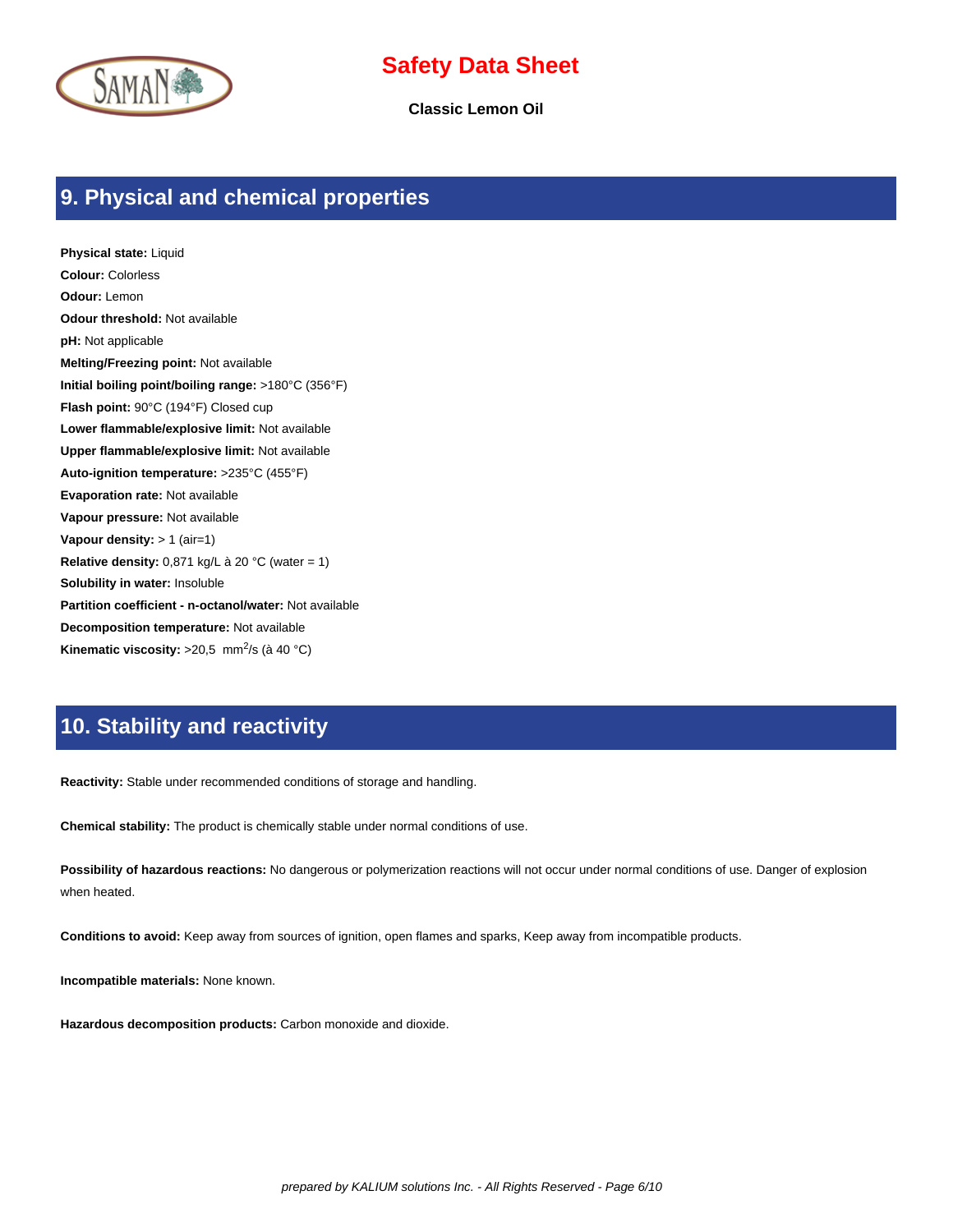## 9. Physical and chemical properties

**Physical state:** Liquid

**Colour:** Colorless

**Odour:** Lemon

**Odour threshold:** Not available

**pH:** Not applicable

**Melting/Freezing point:** Not available

**Initial boiling point/boiling range:** >180°C (356°F)

**Flash point:** 90°C (194°F) Closed cup

**Lower flammable/explosive limit:** Not available

**Upper flammable/explosive limit:** Not available

**Auto-ignition temperature:** >235°C (455°F)

**Evaporation rate:** Not available

**Vapour pressure:** Not available

**Vapour density:** > 1 (air=1)

**Relative density:** 0,871 kg/L à 20 °C (water = 1)

**Solubility in water:** Insoluble

**Partition coefficient - n-octanol/water:** Not available

**Decomposition temperature:** Not available

**Kinematic viscosity:** >20,5 $mm^2/s$ (à 40 °C)

## 10. Stability and reactivity

**Reactivity:** Stable under recommended conditions of storage and handling.

**Chemical stability:** The product is chemically stable under normal conditions of use.

**Possibility of hazardous reactions:** No dangerous or polymerization reactions will not occur under normal conditions of use. Danger of explosion when heated.

**Conditions to avoid:** Keep away from sources of ignition, open flames and sparks, Keep away from incompatible products.

**Incompatible materials:** None known.

**Hazardous decomposition products:** Carbon monoxide and dioxide.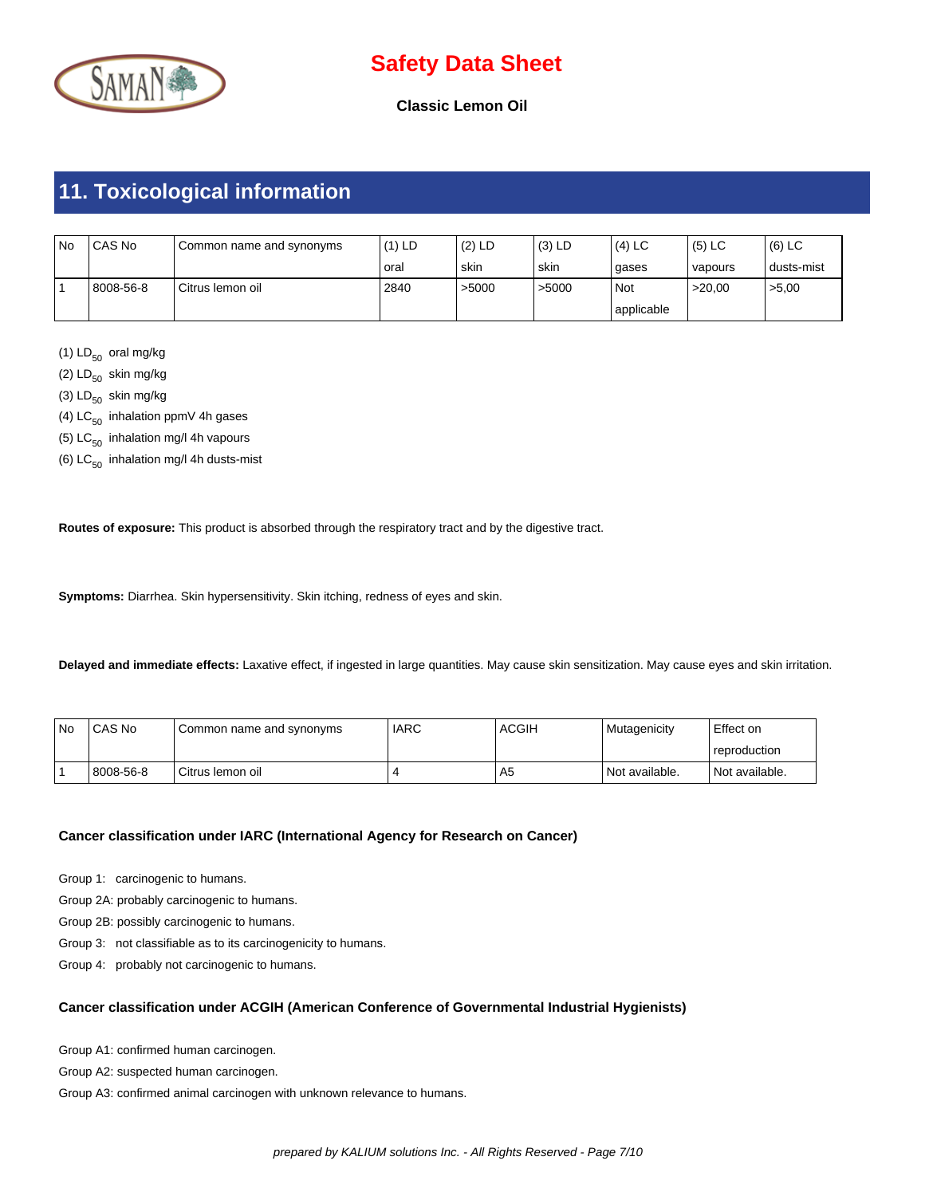## 11. Toxicological information

| No | CAS No | Common name and synonyms | (1) LD oral | (2) LD skin | (3) LD skin | (4) LC gases | (5) LC vapours | (6) LC dusts-mist |
|---|---|---|---|---|---|---|---|---|
| 1 | 8008-56-8 | Citrus lemon oil | 2840 | >5000 | >5000 | Not applicable | >20,00 | >5,00 |

(1) $LD_{50}$ oral mg/kg

(2) $LD_{50}$ skin mg/kg

(3) $LD_{50}$ skin mg/kg

(4) $LC_{50}$ inhalation ppmV 4h gases

(5) $LC_{50}$ inhalation mg/l 4h vapours

(6) $LC_{50}$ inhalation mg/l 4h dusts-mist

**Routes of exposure:** This product is absorbed through the respiratory tract and by the digestive tract.

**Symptoms:** Diarrhea. Skin hypersensitivity. Skin itching, redness of eyes and skin.

**Delayed and immediate effects:** Laxative effect, if ingested in large quantities. May cause skin sensitization. May cause eyes and skin irritation.

| No | CAS No | Common name and synonyms | IARC | ACGIH | Mutagenicity | Effect on reproduction |
|---|---|---|---|---|---|---|
| 1 | 8008-56-8 | Citrus lemon oil | 4 | A5 | Not available. | Not available. |

**Cancer classification under IARC (International Agency for Research on Cancer)**

Group 1: carcinogenic to humans.

Group 2A: probably carcinogenic to humans.

Group 2B: possibly carcinogenic to humans.

Group 3: not classifiable as to its carcinogenicity to humans.

Group 4: probably not carcinogenic to humans.

**Cancer classification under ACGIH (American Conference of Governmental Industrial Hygienists)**

Group A1: confirmed human carcinogen.

Group A2: suspected human carcinogen.

Group A3: confirmed animal carcinogen with unknown relevance to humans.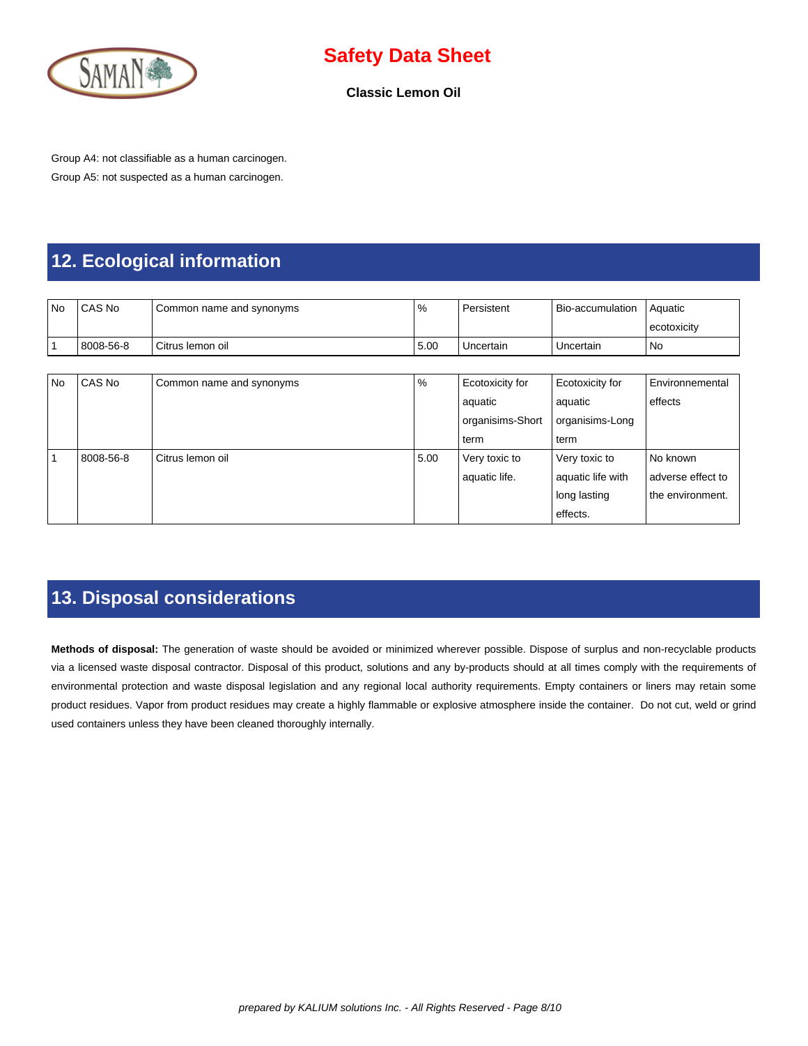Group A4: not classifiable as a human carcinogen.

Group A5: not suspected as a human carcinogen.

## 12. Ecological information

| No | CAS No | Common name and synonyms | % | Persistent | Bio-accumulation | Aquatic ecotoxicity |
|---|---|---|---|---|---|---|
| 1 | 8008-56-8 | Citrus lemon oil | 5.00 | Uncertain | Uncertain | No |

| No | CAS No | Common name and synonyms | % | Ecotoxicity for aquatic organisims-Short term | Ecotoxicity for aquatic organisims-Long term | Environnemental effects |
|---|---|---|---|---|---|---|
| 1 | 8008-56-8 | Citrus lemon oil | 5.00 | Very toxic to aquatic life. | Very toxic to aquatic life with long lasting effects. | No known adverse effect to the environment. |

## 13. Disposal considerations

**Methods of disposal:** The generation of waste should be avoided or minimized wherever possible. Dispose of surplus and non-recyclable products via a licensed waste disposal contractor. Disposal of this product, solutions and any by-products should at all times comply with the requirements of environmental protection and waste disposal legislation and any regional local authority requirements. Empty containers or liners may retain some product residues. Vapor from product residues may create a highly flammable or explosive atmosphere inside the container. Do not cut, weld or grind used containers unless they have been cleaned thoroughly internally.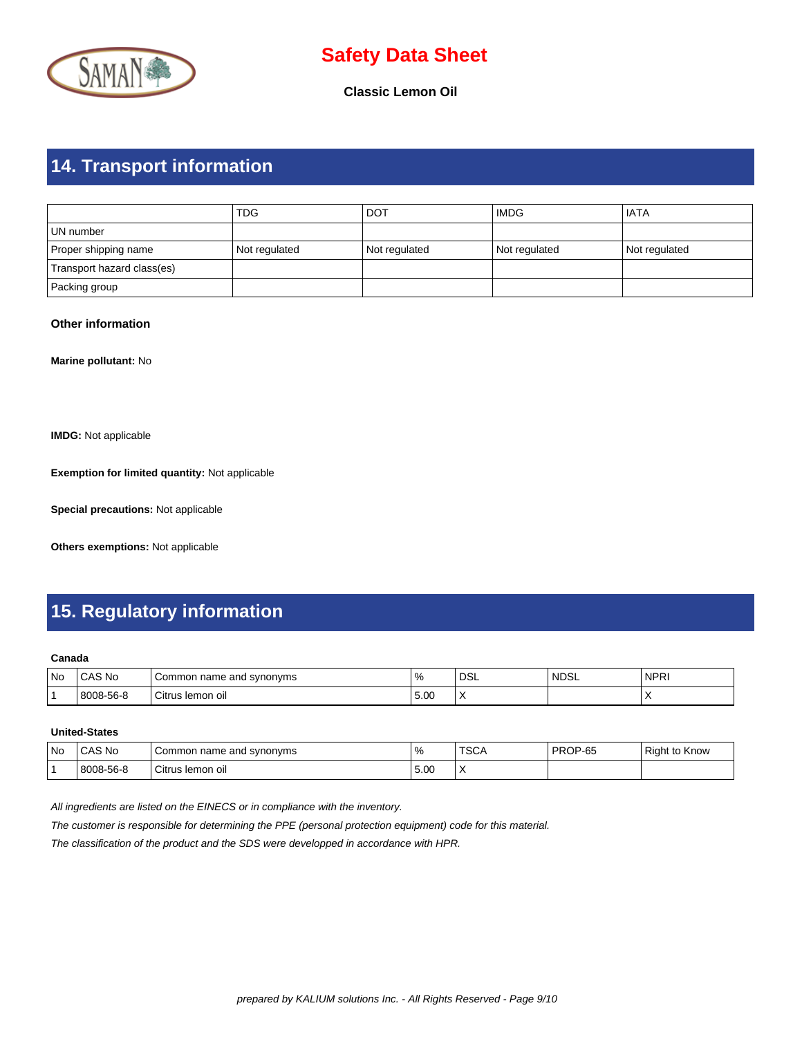# Safety Data Sheet

**Classic Lemon Oil**

## 14. Transport information

| | TDG | DOT | IMDG | IATA |
|---|---|---|---|---|
| UN number | | | | |
| Proper shipping name | Not regulated | Not regulated | Not regulated | Not regulated |
| Transport hazard class(es) | | | | |
| Packing group | | | | |

**Other information**

**Marine pollutant:** No

**IMDG:** Not applicable

**Exemption for limited quantity:** Not applicable

**Special precautions:** Not applicable

**Others exemptions:** Not applicable

## 15. Regulatory information

**Canada**

| No | CAS No | Common name and synonyms | % | DSL | NDSL | NPRI |
|---|---|---|---|---|---|---|
| 1 | 8008-56-8 | Citrus lemon oil | 5.00 | X | | X |

**United-States**

| No | CAS No | Common name and synonyms | % | TSCA | PROP-65 | Right to Know |
|---|---|---|---|---|---|---|
| 1 | 8008-56-8 | Citrus lemon oil | 5.00 | X | | |

*All ingredients are listed on the EINECS or in compliance with the inventory.*

*The customer is responsible for determining the PPE (personal protection equipment) code for this material.*

*The classification of the product and the SDS were developped in accordance with HPR.*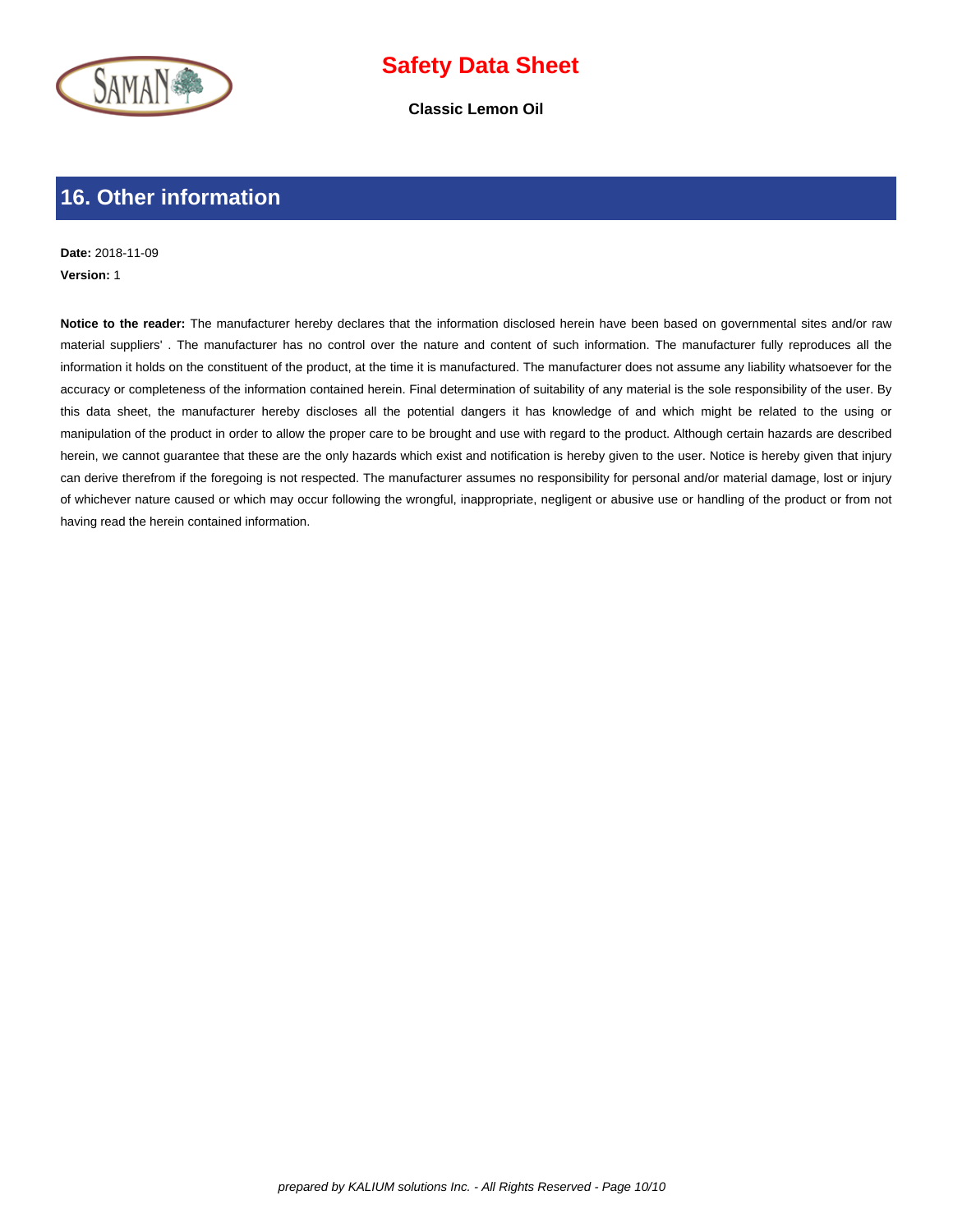## 16. Other information

**Date:** 2018-11-09

**Version:** 1

**Notice to the reader:** The manufacturer hereby declares that the information disclosed herein have been based on governmental sites and/or raw material suppliers' . The manufacturer has no control over the nature and content of such information. The manufacturer fully reproduces all the information it holds on the constituent of the product, at the time it is manufactured. The manufacturer does not assume any liability whatsoever for the accuracy or completeness of the information contained herein. Final determination of suitability of any material is the sole responsibility of the user. By this data sheet, the manufacturer hereby discloses all the potential dangers it has knowledge of and which might be related to the using or manipulation of the product in order to allow the proper care to be brought and use with regard to the product. Although certain hazards are described herein, we cannot guarantee that these are the only hazards which exist and notification is hereby given to the user. Notice is hereby given that injury can derive therefrom if the foregoing is not respected. The manufacturer assumes no responsibility for personal and/or material damage, lost or injury of whichever nature caused or which may occur following the wrongful, inappropriate, negligent or abusive use or handling of the product or from not having read the herein contained information.